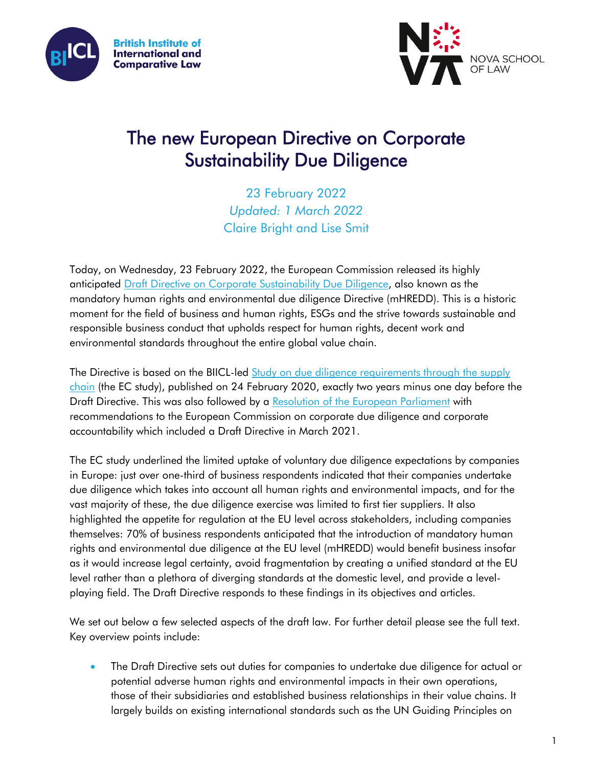# The new European Directive on Corporate Sustainability Due Diligence

23 February 2022

*Updated: 1 March 2022*

Claire Bright and Lise Smit

Today, on Wednesday, 23 February 2022, the European Commission released its highly anticipated Draft Directive on Corporate Sustainability Due Diligence, also known as the mandatory human rights and environmental due diligence Directive (mHREDD). This is a historic moment for the field of business and human rights, ESGs and the strive towards sustainable and responsible business conduct that upholds respect for human rights, decent work and environmental standards throughout the entire global value chain.

The Directive is based on the BIICL-led Study on due diligence requirements through the supply chain (the EC study), published on 24 February 2020, exactly two years minus one day before the Draft Directive. This was also followed by a Resolution of the European Parliament with recommendations to the European Commission on corporate due diligence and corporate accountability which included a Draft Directive in March 2021.

The EC study underlined the limited uptake of voluntary due diligence expectations by companies in Europe: just over one-third of business respondents indicated that their companies undertake due diligence which takes into account all human rights and environmental impacts, and for the vast majority of these, the due diligence exercise was limited to first tier suppliers. It also highlighted the appetite for regulation at the EU level across stakeholders, including companies themselves: 70% of business respondents anticipated that the introduction of mandatory human rights and environmental due diligence at the EU level (mHREDD) would benefit business insofar as it would increase legal certainty, avoid fragmentation by creating a unified standard at the EU level rather than a plethora of diverging standards at the domestic level, and provide a level-playing field. The Draft Directive responds to these findings in its objectives and articles.

We set out below a few selected aspects of the draft law. For further detail please see the full text. Key overview points include:

- The Draft Directive sets out duties for companies to undertake due diligence for actual or potential adverse human rights and environmental impacts in their own operations, those of their subsidiaries and established business relationships in their value chains. It largely builds on existing international standards such as the UN Guiding Principles on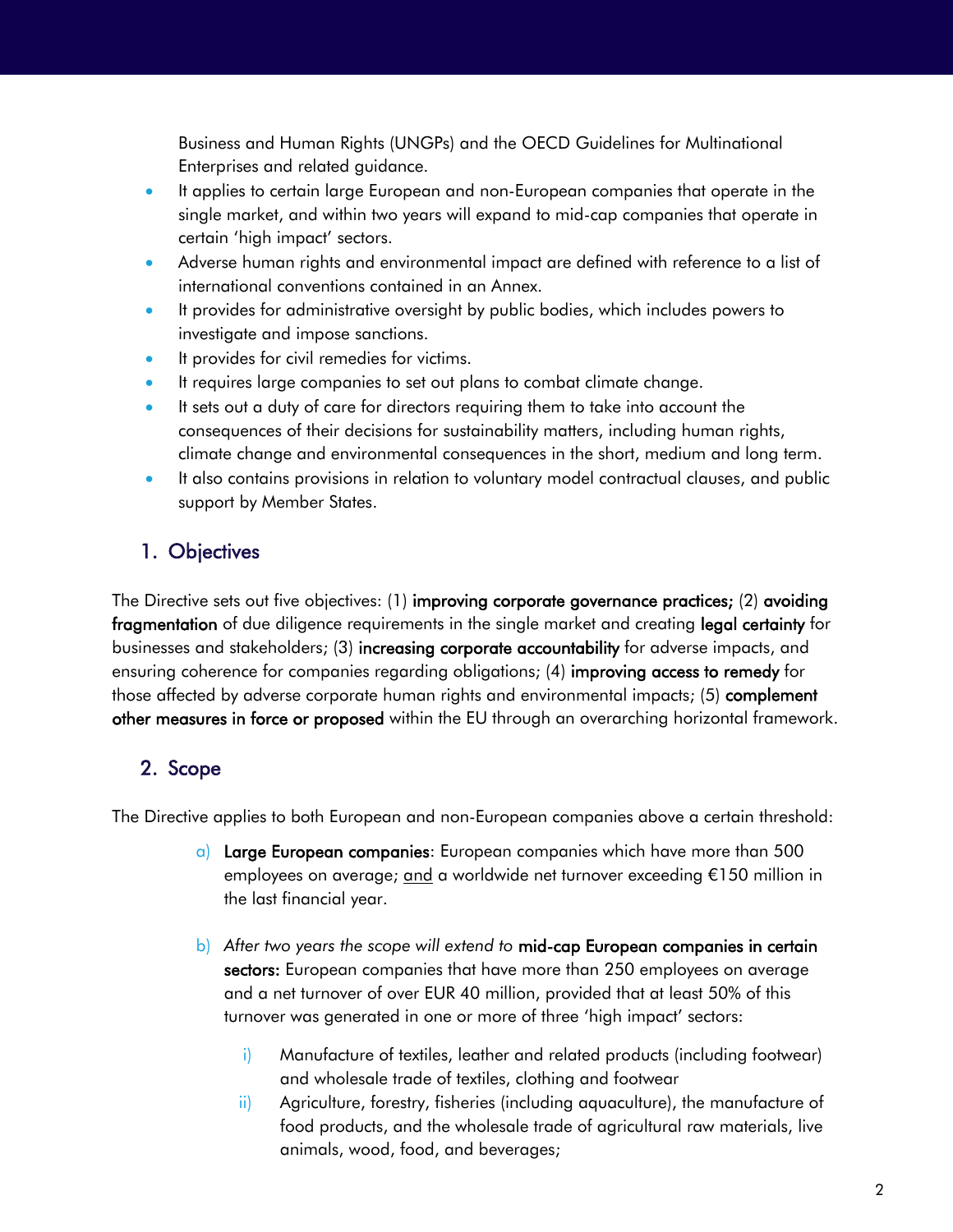Business and Human Rights (UNGPs) and the OECD Guidelines for Multinational Enterprises and related guidance.

- It applies to certain large European and non-European companies that operate in the single market, and within two years will expand to mid-cap companies that operate in certain 'high impact' sectors.
- Adverse human rights and environmental impact are defined with reference to a list of international conventions contained in an Annex.
- It provides for administrative oversight by public bodies, which includes powers to investigate and impose sanctions.
- It provides for civil remedies for victims.
- It requires large companies to set out plans to combat climate change.
- It sets out a duty of care for directors requiring them to take into account the consequences of their decisions for sustainability matters, including human rights, climate change and environmental consequences in the short, medium and long term.
- It also contains provisions in relation to voluntary model contractual clauses, and public support by Member States.

## 1. Objectives

The Directive sets out five objectives: (1) **improving corporate governance practices;** (2) **avoiding fragmentation** of due diligence requirements in the single market and creating **legal certainty** for businesses and stakeholders; (3) **increasing corporate accountability** for adverse impacts, and ensuring coherence for companies regarding obligations; (4) **improving access to remedy** for those affected by adverse corporate human rights and environmental impacts; (5) **complement other measures in force or proposed** within the EU through an overarching horizontal framework.

## 2. Scope

The Directive applies to both European and non-European companies above a certain threshold:

a) **Large European companies**: European companies which have more than 500 employees on average; <u>and</u> a worldwide net turnover exceeding €150 million in the last financial year.

b) *After two years the scope will extend to* **mid-cap European companies in certain sectors:** European companies that have more than 250 employees on average and a net turnover of over EUR 40 million, provided that at least 50% of this turnover was generated in one or more of three 'high impact' sectors:

   i) Manufacture of textiles, leather and related products (including footwear) and wholesale trade of textiles, clothing and footwear
   ii) Agriculture, forestry, fisheries (including aquaculture), the manufacture of food products, and the wholesale trade of agricultural raw materials, live animals, wood, food, and beverages;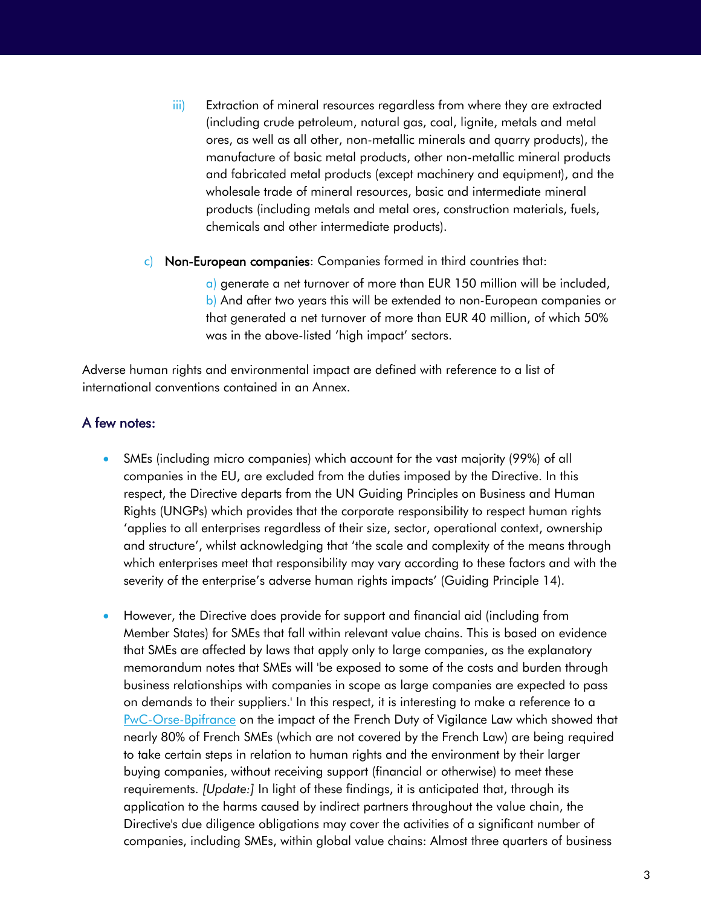iii) Extraction of mineral resources regardless from where they are extracted (including crude petroleum, natural gas, coal, lignite, metals and metal ores, as well as all other, non-metallic minerals and quarry products), the manufacture of basic metal products, other non-metallic mineral products and fabricated metal products (except machinery and equipment), and the wholesale trade of mineral resources, basic and intermediate mineral products (including metals and metal ores, construction materials, fuels, chemicals and other intermediate products).

c) **Non-European companies**: Companies formed in third countries that:

a) generate a net turnover of more than EUR 150 million will be included,
b) And after two years this will be extended to non-European companies or that generated a net turnover of more than EUR 40 million, of which 50% was in the above-listed 'high impact' sectors.

Adverse human rights and environmental impact are defined with reference to a list of international conventions contained in an Annex.

## A few notes:

- SMEs (including micro companies) which account for the vast majority (99%) of all companies in the EU, are excluded from the duties imposed by the Directive. In this respect, the Directive departs from the UN Guiding Principles on Business and Human Rights (UNGPs) which provides that the corporate responsibility to respect human rights 'applies to all enterprises regardless of their size, sector, operational context, ownership and structure', whilst acknowledging that 'the scale and complexity of the means through which enterprises meet that responsibility may vary according to these factors and with the severity of the enterprise's adverse human rights impacts' (Guiding Principle 14).

- However, the Directive does provide for support and financial aid (including from Member States) for SMEs that fall within relevant value chains. This is based on evidence that SMEs are affected by laws that apply only to large companies, as the explanatory memorandum notes that SMEs will 'be exposed to some of the costs and burden through business relationships with companies in scope as large companies are expected to pass on demands to their suppliers.' In this respect, it is interesting to make a reference to a PwC-Orse-Bpifrance on the impact of the French Duty of Vigilance Law which showed that nearly 80% of French SMEs (which are not covered by the French Law) are being required to take certain steps in relation to human rights and the environment by their larger buying companies, without receiving support (financial or otherwise) to meet these requirements. *[Update:]* In light of these findings, it is anticipated that, through its application to the harms caused by indirect partners throughout the value chain, the Directive's due diligence obligations may cover the activities of a significant number of companies, including SMEs, within global value chains: Almost three quarters of business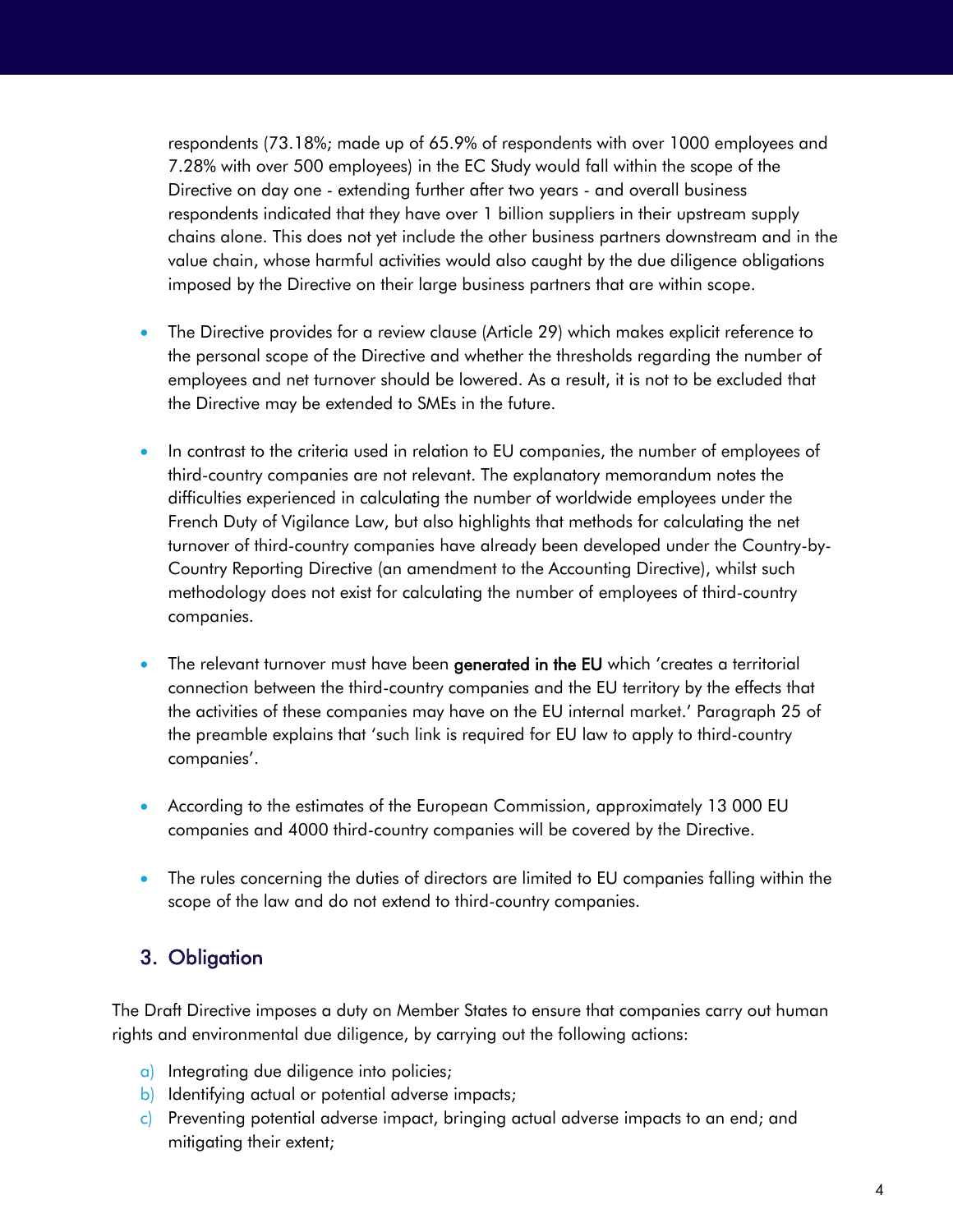respondents (73.18%; made up of 65.9% of respondents with over 1000 employees and 7.28% with over 500 employees) in the EC Study would fall within the scope of the Directive on day one - extending further after two years - and overall business respondents indicated that they have over 1 billion suppliers in their upstream supply chains alone. This does not yet include the other business partners downstream and in the value chain, whose harmful activities would also caught by the due diligence obligations imposed by the Directive on their large business partners that are within scope.

- The Directive provides for a review clause (Article 29) which makes explicit reference to the personal scope of the Directive and whether the thresholds regarding the number of employees and net turnover should be lowered. As a result, it is not to be excluded that the Directive may be extended to SMEs in the future.

- In contrast to the criteria used in relation to EU companies, the number of employees of third-country companies are not relevant. The explanatory memorandum notes the difficulties experienced in calculating the number of worldwide employees under the French Duty of Vigilance Law, but also highlights that methods for calculating the net turnover of third-country companies have already been developed under the Country-by-Country Reporting Directive (an amendment to the Accounting Directive), whilst such methodology does not exist for calculating the number of employees of third-country companies.

- The relevant turnover must have been **generated in the EU** which 'creates a territorial connection between the third-country companies and the EU territory by the effects that the activities of these companies may have on the EU internal market.' Paragraph 25 of the preamble explains that 'such link is required for EU law to apply to third-country companies'.

- According to the estimates of the European Commission, approximately 13 000 EU companies and 4000 third-country companies will be covered by the Directive.

- The rules concerning the duties of directors are limited to EU companies falling within the scope of the law and do not extend to third-country companies.

## 3. Obligation

The Draft Directive imposes a duty on Member States to ensure that companies carry out human rights and environmental due diligence, by carrying out the following actions:

a) Integrating due diligence into policies;
b) Identifying actual or potential adverse impacts;
c) Preventing potential adverse impact, bringing actual adverse impacts to an end; and mitigating their extent;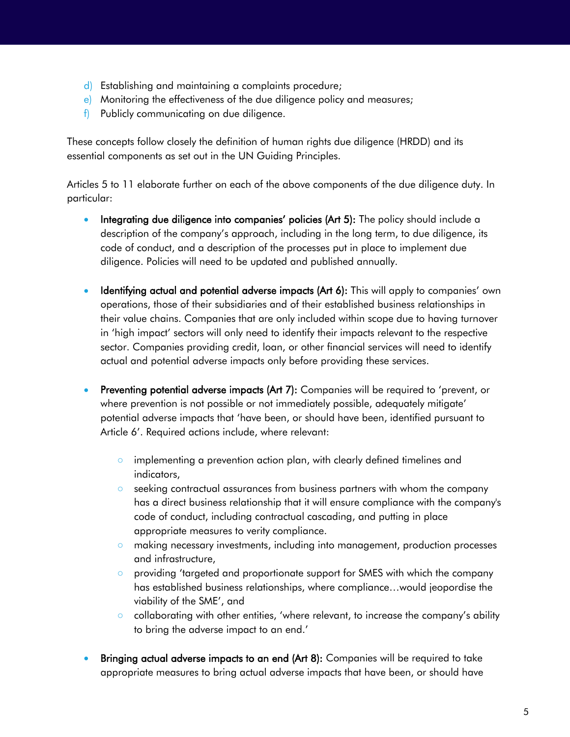d) Establishing and maintaining a complaints procedure;
e) Monitoring the effectiveness of the due diligence policy and measures;
f) Publicly communicating on due diligence.

These concepts follow closely the definition of human rights due diligence (HRDD) and its essential components as set out in the UN Guiding Principles.

Articles 5 to 11 elaborate further on each of the above components of the due diligence duty. In particular:

- **Integrating due diligence into companies' policies (Art 5):** The policy should include a description of the company's approach, including in the long term, to due diligence, its code of conduct, and a description of the processes put in place to implement due diligence. Policies will need to be updated and published annually.

- **Identifying actual and potential adverse impacts (Art 6):** This will apply to companies' own operations, those of their subsidiaries and of their established business relationships in their value chains. Companies that are only included within scope due to having turnover in 'high impact' sectors will only need to identify their impacts relevant to the respective sector. Companies providing credit, loan, or other financial services will need to identify actual and potential adverse impacts only before providing these services.

- **Preventing potential adverse impacts (Art 7):** Companies will be required to 'prevent, or where prevention is not possible or not immediately possible, adequately mitigate' potential adverse impacts that 'have been, or should have been, identified pursuant to Article 6'. Required actions include, where relevant:

    - implementing a prevention action plan, with clearly defined timelines and indicators,
    - seeking contractual assurances from business partners with whom the company has a direct business relationship that it will ensure compliance with the company's code of conduct, including contractual cascading, and putting in place appropriate measures to verity compliance.
    - making necessary investments, including into management, production processes and infrastructure,
    - providing 'targeted and proportionate support for SMES with which the company has established business relationships, where compliance…would jeopordise the viability of the SME', and
    - collaborating with other entities, 'where relevant, to increase the company's ability to bring the adverse impact to an end.'

- **Bringing actual adverse impacts to an end (Art 8):** Companies will be required to take appropriate measures to bring actual adverse impacts that have been, or should have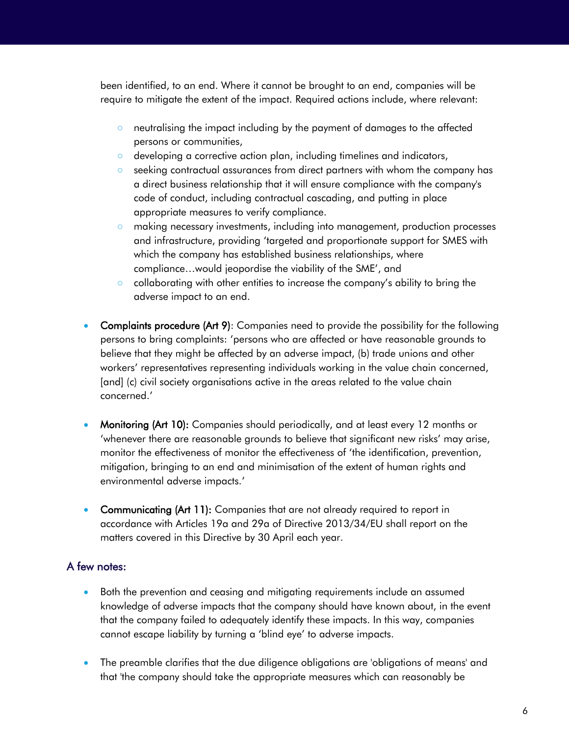been identified, to an end. Where it cannot be brought to an end, companies will be require to mitigate the extent of the impact. Required actions include, where relevant:

- neutralising the impact including by the payment of damages to the affected persons or communities,
- developing a corrective action plan, including timelines and indicators,
- seeking contractual assurances from direct partners with whom the company has a direct business relationship that it will ensure compliance with the company's code of conduct, including contractual cascading, and putting in place appropriate measures to verify compliance.
- making necessary investments, including into management, production processes and infrastructure, providing 'targeted and proportionate support for SMES with which the company has established business relationships, where compliance…would jeopordise the viability of the SME', and
- collaborating with other entities to increase the company's ability to bring the adverse impact to an end.

- **Complaints procedure (Art 9)**: Companies need to provide the possibility for the following persons to bring complaints: 'persons who are affected or have reasonable grounds to believe that they might be affected by an adverse impact, (b) trade unions and other workers' representatives representing individuals working in the value chain concerned, [and] (c) civil society organisations active in the areas related to the value chain concerned.'

- **Monitoring (Art 10):** Companies should periodically, and at least every 12 months or 'whenever there are reasonable grounds to believe that significant new risks' may arise, monitor the effectiveness of monitor the effectiveness of 'the identification, prevention, mitigation, bringing to an end and minimisation of the extent of human rights and environmental adverse impacts.'

- **Communicating (Art 11):** Companies that are not already required to report in accordance with Articles 19a and 29a of Directive 2013/34/EU shall report on the matters covered in this Directive by 30 April each year.

## A few notes:

- Both the prevention and ceasing and mitigating requirements include an assumed knowledge of adverse impacts that the company should have known about, in the event that the company failed to adequately identify these impacts. In this way, companies cannot escape liability by turning a 'blind eye' to adverse impacts.

- The preamble clarifies that the due diligence obligations are 'obligations of means' and that 'the company should take the appropriate measures which can reasonably be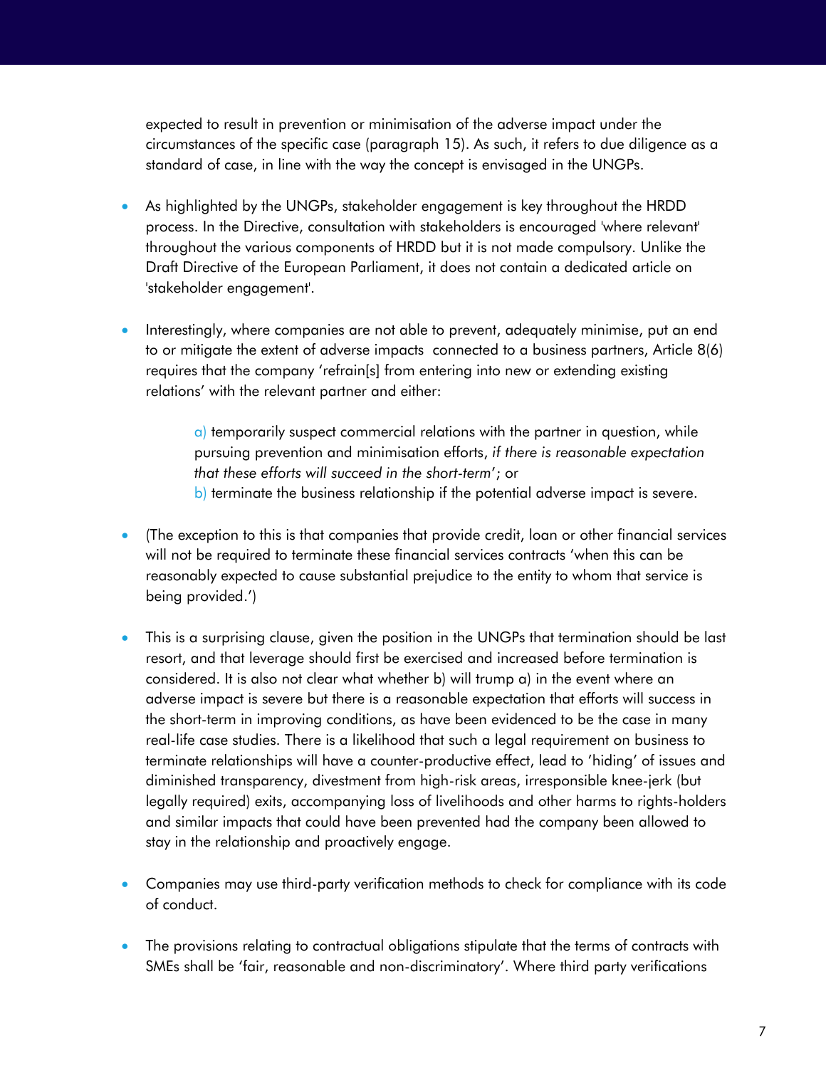expected to result in prevention or minimisation of the adverse impact under the circumstances of the specific case (paragraph 15). As such, it refers to due diligence as a standard of case, in line with the way the concept is envisaged in the UNGPs.

- As highlighted by the UNGPs, stakeholder engagement is key throughout the HRDD process. In the Directive, consultation with stakeholders is encouraged 'where relevant' throughout the various components of HRDD but it is not made compulsory. Unlike the Draft Directive of the European Parliament, it does not contain a dedicated article on 'stakeholder engagement'.
- Interestingly, where companies are not able to prevent, adequately minimise, put an end to or mitigate the extent of adverse impacts  connected to a business partners, Article 8(6) requires that the company 'refrain[s] from entering into new or extending existing relations' with the relevant partner and either:

  a) temporarily suspect commercial relations with the partner in question, while pursuing prevention and minimisation efforts, *if there is reasonable expectation that these efforts will succeed in the short-term*'; or
  b) terminate the business relationship if the potential adverse impact is severe.

- (The exception to this is that companies that provide credit, loan or other financial services will not be required to terminate these financial services contracts 'when this can be reasonably expected to cause substantial prejudice to the entity to whom that service is being provided.')
- This is a surprising clause, given the position in the UNGPs that termination should be last resort, and that leverage should first be exercised and increased before termination is considered. It is also not clear what whether b) will trump a) in the event where an adverse impact is severe but there is a reasonable expectation that efforts will success in the short-term in improving conditions, as have been evidenced to be the case in many real-life case studies. There is a likelihood that such a legal requirement on business to terminate relationships will have a counter-productive effect, lead to 'hiding' of issues and diminished transparency, divestment from high-risk areas, irresponsible knee-jerk (but legally required) exits, accompanying loss of livelihoods and other harms to rights-holders and similar impacts that could have been prevented had the company been allowed to stay in the relationship and proactively engage.
- Companies may use third-party verification methods to check for compliance with its code of conduct.
- The provisions relating to contractual obligations stipulate that the terms of contracts with SMEs shall be 'fair, reasonable and non-discriminatory'. Where third party verifications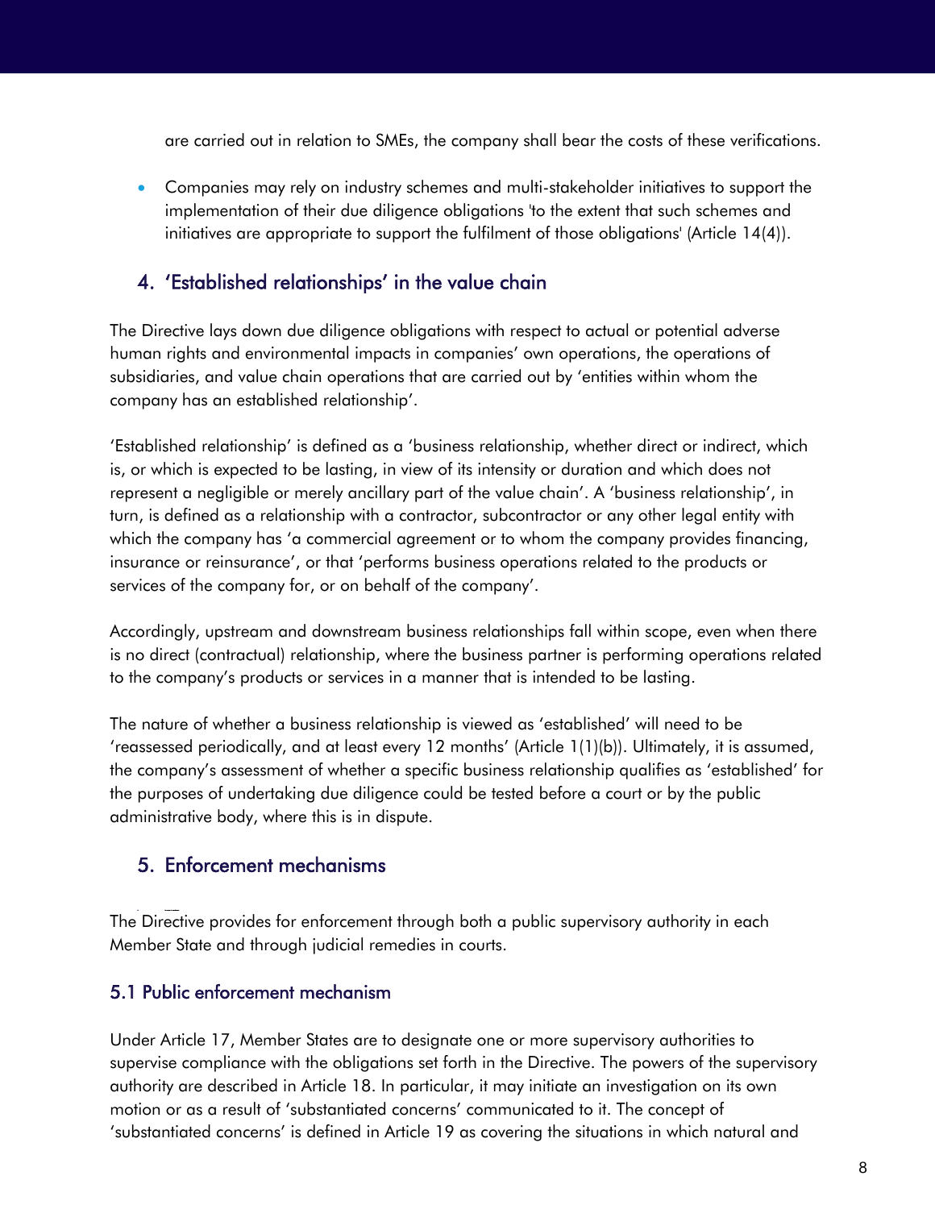are carried out in relation to SMEs, the company shall bear the costs of these verifications.

- Companies may rely on industry schemes and multi-stakeholder initiatives to support the implementation of their due diligence obligations 'to the extent that such schemes and initiatives are appropriate to support the fulfilment of those obligations' (Article 14(4)).

## 4. 'Established relationships' in the value chain

The Directive lays down due diligence obligations with respect to actual or potential adverse human rights and environmental impacts in companies' own operations, the operations of subsidiaries, and value chain operations that are carried out by 'entities within whom the company has an established relationship'.

'Established relationship' is defined as a 'business relationship, whether direct or indirect, which is, or which is expected to be lasting, in view of its intensity or duration and which does not represent a negligible or merely ancillary part of the value chain'. A 'business relationship', in turn, is defined as a relationship with a contractor, subcontractor or any other legal entity with which the company has 'a commercial agreement or to whom the company provides financing, insurance or reinsurance', or that 'performs business operations related to the products or services of the company for, or on behalf of the company'.

Accordingly, upstream and downstream business relationships fall within scope, even when there is no direct (contractual) relationship, where the business partner is performing operations related to the company's products or services in a manner that is intended to be lasting.

The nature of whether a business relationship is viewed as 'established' will need to be 'reassessed periodically, and at least every 12 months' (Article 1(1)(b)). Ultimately, it is assumed, the company's assessment of whether a specific business relationship qualifies as 'established' for the purposes of undertaking due diligence could be tested before a court or by the public administrative body, where this is in dispute.

## 5. Enforcement mechanisms

The Directive provides for enforcement through both a public supervisory authority in each Member State and through judicial remedies in courts.

### 5.1 Public enforcement mechanism

Under Article 17, Member States are to designate one or more supervisory authorities to supervise compliance with the obligations set forth in the Directive. The powers of the supervisory authority are described in Article 18. In particular, it may initiate an investigation on its own motion or as a result of 'substantiated concerns' communicated to it. The concept of 'substantiated concerns' is defined in Article 19 as covering the situations in which natural and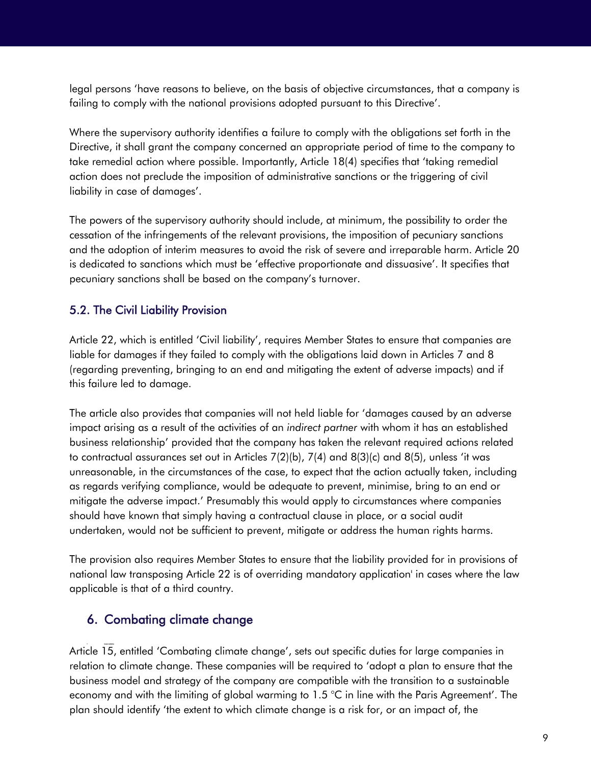legal persons 'have reasons to believe, on the basis of objective circumstances, that a company is failing to comply with the national provisions adopted pursuant to this Directive'.

Where the supervisory authority identifies a failure to comply with the obligations set forth in the Directive, it shall grant the company concerned an appropriate period of time to the company to take remedial action where possible. Importantly, Article 18(4) specifies that 'taking remedial action does not preclude the imposition of administrative sanctions or the triggering of civil liability in case of damages'.

The powers of the supervisory authority should include, at minimum, the possibility to order the cessation of the infringements of the relevant provisions, the imposition of pecuniary sanctions and the adoption of interim measures to avoid the risk of severe and irreparable harm. Article 20 is dedicated to sanctions which must be 'effective proportionate and dissuasive'. It specifies that pecuniary sanctions shall be based on the company's turnover.

### 5.2. The Civil Liability Provision

Article 22, which is entitled 'Civil liability', requires Member States to ensure that companies are liable for damages if they failed to comply with the obligations laid down in Articles 7 and 8 (regarding preventing, bringing to an end and mitigating the extent of adverse impacts) and if this failure led to damage.

The article also provides that companies will not held liable for 'damages caused by an adverse impact arising as a result of the activities of an *indirect partner* with whom it has an established business relationship' provided that the company has taken the relevant required actions related to contractual assurances set out in Articles 7(2)(b), 7(4) and 8(3)(c) and 8(5), unless 'it was unreasonable, in the circumstances of the case, to expect that the action actually taken, including as regards verifying compliance, would be adequate to prevent, minimise, bring to an end or mitigate the adverse impact.' Presumably this would apply to circumstances where companies should have known that simply having a contractual clause in place, or a social audit undertaken, would not be sufficient to prevent, mitigate or address the human rights harms.

The provision also requires Member States to ensure that the liability provided for in provisions of national law transposing Article 22 is of overriding mandatory application' in cases where the law applicable is that of a third country.

## 6. Combating climate change

Article 15, entitled 'Combating climate change', sets out specific duties for large companies in relation to climate change. These companies will be required to 'adopt a plan to ensure that the business model and strategy of the company are compatible with the transition to a sustainable economy and with the limiting of global warming to 1.5 °C in line with the Paris Agreement'. The plan should identify 'the extent to which climate change is a risk for, or an impact of, the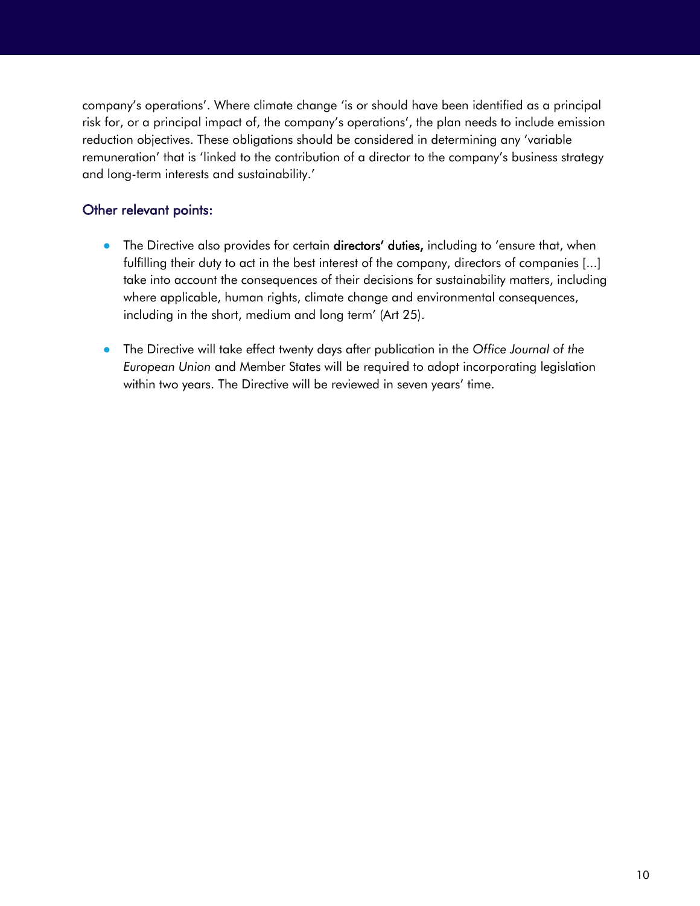company's operations'. Where climate change 'is or should have been identified as a principal risk for, or a principal impact of, the company's operations', the plan needs to include emission reduction objectives. These obligations should be considered in determining any 'variable remuneration' that is 'linked to the contribution of a director to the company's business strategy and long-term interests and sustainability.'

### Other relevant points:

- The Directive also provides for certain **directors' duties,** including to 'ensure that, when fulfilling their duty to act in the best interest of the company, directors of companies [...] take into account the consequences of their decisions for sustainability matters, including where applicable, human rights, climate change and environmental consequences, including in the short, medium and long term' (Art 25).

- The Directive will take effect twenty days after publication in the *Office Journal of the European Union* and Member States will be required to adopt incorporating legislation within two years. The Directive will be reviewed in seven years' time.